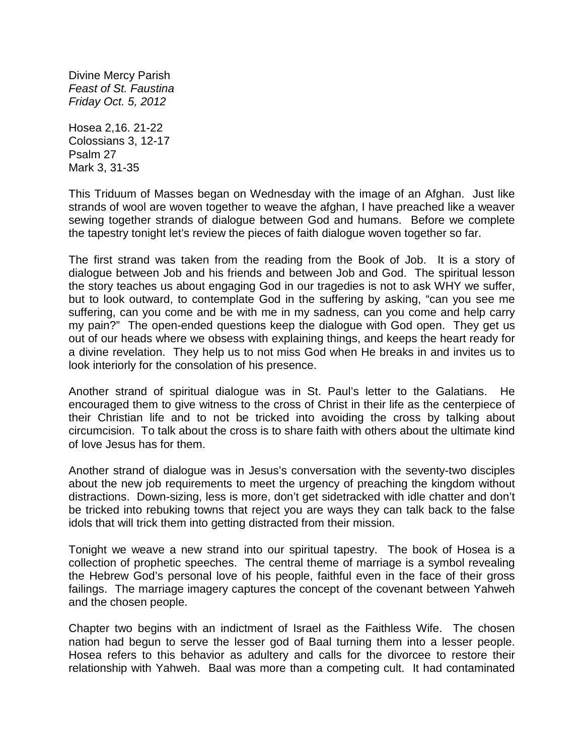Divine Mercy Parish
*Feast of St. Faustina*
*Friday Oct. 5, 2012*

Hosea 2,16. 21-22
Colossians 3, 12-17
Psalm 27
Mark 3, 31-35

This Triduum of Masses began on Wednesday with the image of an Afghan. Just like strands of wool are woven together to weave the afghan, I have preached like a weaver sewing together strands of dialogue between God and humans. Before we complete the tapestry tonight let's review the pieces of faith dialogue woven together so far.

The first strand was taken from the reading from the Book of Job. It is a story of dialogue between Job and his friends and between Job and God. The spiritual lesson the story teaches us about engaging God in our tragedies is not to ask WHY we suffer, but to look outward, to contemplate God in the suffering by asking, "can you see me suffering, can you come and be with me in my sadness, can you come and help carry my pain?" The open-ended questions keep the dialogue with God open. They get us out of our heads where we obsess with explaining things, and keeps the heart ready for a divine revelation. They help us to not miss God when He breaks in and invites us to look interiorly for the consolation of his presence.

Another strand of spiritual dialogue was in St. Paul's letter to the Galatians. He encouraged them to give witness to the cross of Christ in their life as the centerpiece of their Christian life and to not be tricked into avoiding the cross by talking about circumcision. To talk about the cross is to share faith with others about the ultimate kind of love Jesus has for them.

Another strand of dialogue was in Jesus's conversation with the seventy-two disciples about the new job requirements to meet the urgency of preaching the kingdom without distractions. Down-sizing, less is more, don't get sidetracked with idle chatter and don't be tricked into rebuking towns that reject you are ways they can talk back to the false idols that will trick them into getting distracted from their mission.

Tonight we weave a new strand into our spiritual tapestry. The book of Hosea is a collection of prophetic speeches. The central theme of marriage is a symbol revealing the Hebrew God's personal love of his people, faithful even in the face of their gross failings. The marriage imagery captures the concept of the covenant between Yahweh and the chosen people.

Chapter two begins with an indictment of Israel as the Faithless Wife. The chosen nation had begun to serve the lesser god of Baal turning them into a lesser people. Hosea refers to this behavior as adultery and calls for the divorcee to restore their relationship with Yahweh. Baal was more than a competing cult. It had contaminated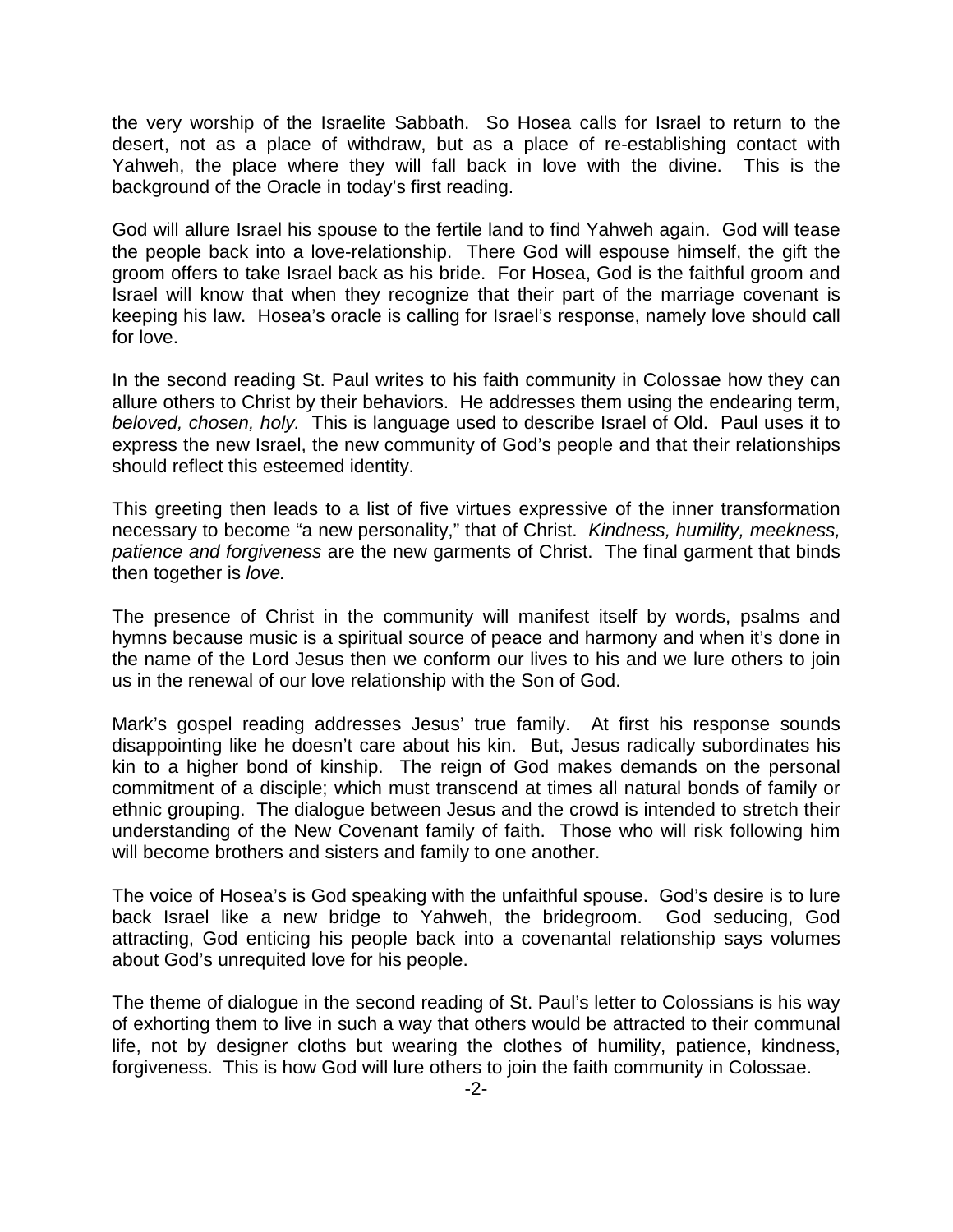the very worship of the Israelite Sabbath. So Hosea calls for Israel to return to the desert, not as a place of withdraw, but as a place of re-establishing contact with Yahweh, the place where they will fall back in love with the divine. This is the background of the Oracle in today's first reading.

God will allure Israel his spouse to the fertile land to find Yahweh again. God will tease the people back into a love-relationship. There God will espouse himself, the gift the groom offers to take Israel back as his bride. For Hosea, God is the faithful groom and Israel will know that when they recognize that their part of the marriage covenant is keeping his law. Hosea's oracle is calling for Israel's response, namely love should call for love.

In the second reading St. Paul writes to his faith community in Colossae how they can allure others to Christ by their behaviors. He addresses them using the endearing term, *beloved, chosen, holy.* This is language used to describe Israel of Old. Paul uses it to express the new Israel, the new community of God's people and that their relationships should reflect this esteemed identity.

This greeting then leads to a list of five virtues expressive of the inner transformation necessary to become "a new personality," that of Christ. *Kindness, humility, meekness, patience and forgiveness* are the new garments of Christ. The final garment that binds then together is *love.*

The presence of Christ in the community will manifest itself by words, psalms and hymns because music is a spiritual source of peace and harmony and when it's done in the name of the Lord Jesus then we conform our lives to his and we lure others to join us in the renewal of our love relationship with the Son of God.

Mark's gospel reading addresses Jesus' true family. At first his response sounds disappointing like he doesn't care about his kin. But, Jesus radically subordinates his kin to a higher bond of kinship. The reign of God makes demands on the personal commitment of a disciple; which must transcend at times all natural bonds of family or ethnic grouping. The dialogue between Jesus and the crowd is intended to stretch their understanding of the New Covenant family of faith. Those who will risk following him will become brothers and sisters and family to one another.

The voice of Hosea's is God speaking with the unfaithful spouse. God's desire is to lure back Israel like a new bridge to Yahweh, the bridegroom. God seducing, God attracting, God enticing his people back into a covenantal relationship says volumes about God's unrequited love for his people.

The theme of dialogue in the second reading of St. Paul's letter to Colossians is his way of exhorting them to live in such a way that others would be attracted to their communal life, not by designer cloths but wearing the clothes of humility, patience, kindness, forgiveness. This is how God will lure others to join the faith community in Colossae.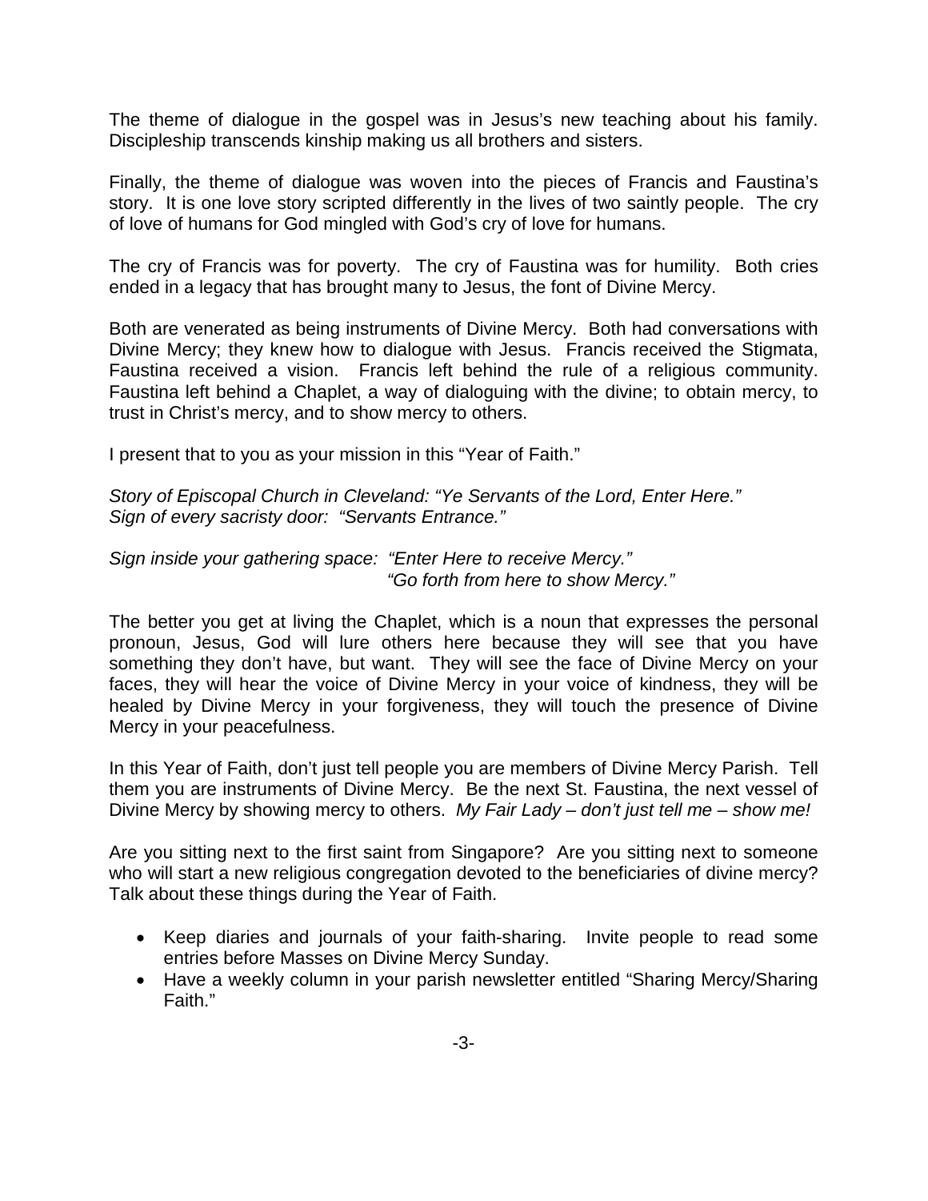The theme of dialogue in the gospel was in Jesus's new teaching about his family. Discipleship transcends kinship making us all brothers and sisters.

Finally, the theme of dialogue was woven into the pieces of Francis and Faustina's story. It is one love story scripted differently in the lives of two saintly people. The cry of love of humans for God mingled with God's cry of love for humans.

The cry of Francis was for poverty. The cry of Faustina was for humility. Both cries ended in a legacy that has brought many to Jesus, the font of Divine Mercy.

Both are venerated as being instruments of Divine Mercy. Both had conversations with Divine Mercy; they knew how to dialogue with Jesus. Francis received the Stigmata, Faustina received a vision. Francis left behind the rule of a religious community. Faustina left behind a Chaplet, a way of dialoguing with the divine; to obtain mercy, to trust in Christ's mercy, and to show mercy to others.

I present that to you as your mission in this "Year of Faith."

*Story of Episcopal Church in Cleveland: "Ye Servants of the Lord, Enter Here."*
*Sign of every sacristy door: "Servants Entrance."*

*Sign inside your gathering space: "Enter Here to receive Mercy."*
*"Go forth from here to show Mercy."*

The better you get at living the Chaplet, which is a noun that expresses the personal pronoun, Jesus, God will lure others here because they will see that you have something they don't have, but want. They will see the face of Divine Mercy on your faces, they will hear the voice of Divine Mercy in your voice of kindness, they will be healed by Divine Mercy in your forgiveness, they will touch the presence of Divine Mercy in your peacefulness.

In this Year of Faith, don't just tell people you are members of Divine Mercy Parish. Tell them you are instruments of Divine Mercy. Be the next St. Faustina, the next vessel of Divine Mercy by showing mercy to others. *My Fair Lady – don't just tell me – show me!*

Are you sitting next to the first saint from Singapore? Are you sitting next to someone who will start a new religious congregation devoted to the beneficiaries of divine mercy? Talk about these things during the Year of Faith.

- Keep diaries and journals of your faith-sharing. Invite people to read some entries before Masses on Divine Mercy Sunday.
- Have a weekly column in your parish newsletter entitled "Sharing Mercy/Sharing Faith."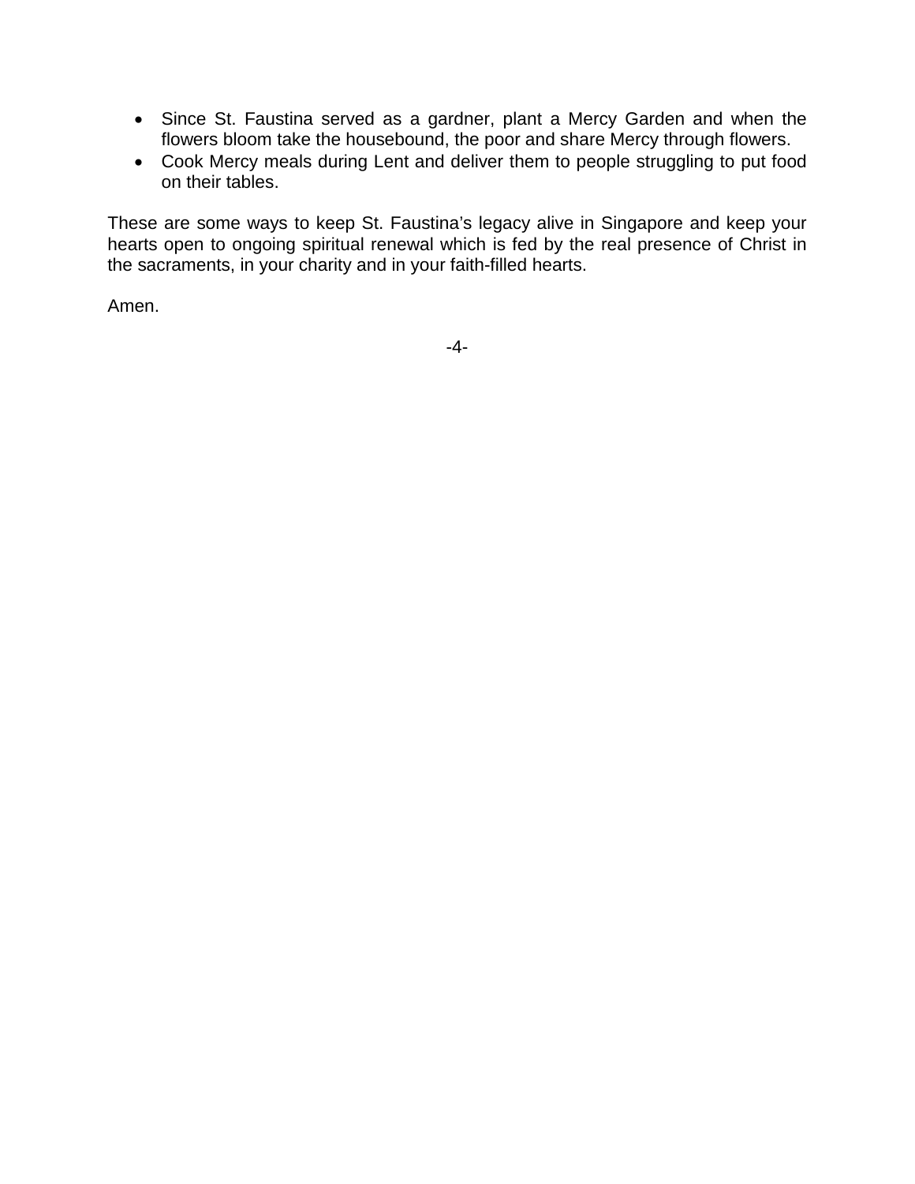- Since St. Faustina served as a gardner, plant a Mercy Garden and when the flowers bloom take the housebound, the poor and share Mercy through flowers.
- Cook Mercy meals during Lent and deliver them to people struggling to put food on their tables.

These are some ways to keep St. Faustina's legacy alive in Singapore and keep your hearts open to ongoing spiritual renewal which is fed by the real presence of Christ in the sacraments, in your charity and in your faith-filled hearts.

Amen.